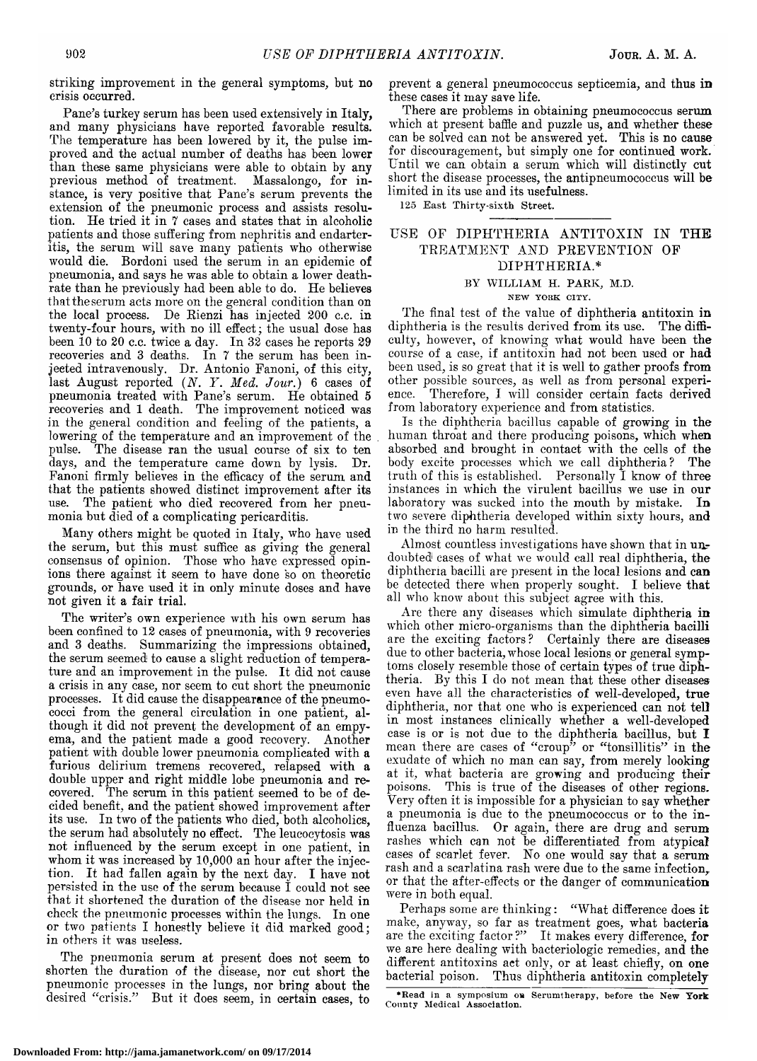striking improvement in the general symptoms, but no crisis occurred.

Pane's turkey serum has been used extensively in Italy, and many physicians have reported favorable results. The temperature has been lowered by it, the pulse improved and the actual number of deaths has been lower than these same physicians were able to obtain by any previous method of treatment. Massalongo, for instance, is very positive that Pane's serum prevents the extension of the pneumonic process and assists resolution. He tried it in 7 cases and states that in alcoholic patients and those suffering from nephritis and endarteritis, the serum will save many patients who otherwise would die. Bordoni used the serum in an epidemic of pneumonia, and says he was able to obtain a lower deathrate than he previously had been able to do. He believes that the serum acts more on the general condition than on the local process. De Rienzi has injected 200 c.c. in twenty-four hours, with no ill effect; the usual dose has been 10 to 20 c.c. twice a day. In 32 cases he reports 29 recoveries and 3 deaths. In 7 the serum has been injected intravenously. Dr. Antonio Fanoni, of this city, last August reported (*N. Y. Med. Jour.*) 6 cases of pneumonia treated with Pane's serum. He obtained 5 recoveries and 1 death. The improvement noticed was in the general condition and feeling of the patients, a lowering of the temperature and an improvement of the pulse. The disease ran the usual course of six to ten days, and the temperature came down by lysis. Dr. Fanoni firmly believes in the efficacy of the serum and that the patients showed distinct improvement after its use. The patient who died recovered from her pneumonia but died of a complicating pericarditis.

Many others might be quoted in Italy, who have used the serum, but this must suffice as giving the general consensus of opinion. Those who have expressed opinions there against it seem to have done so on theoretic grounds, or have used it in only minute doses and have not given it a fair trial.

The writer's own experience with his own serum has been confined to 12 cases of pneumonia, with 9 recoveries and 3 deaths. Summarizing the impressions obtained, the serum seemed to cause a slight reduction of temperature and an improvement in the pulse. It did not cause a crisis in any case, nor seem to cut short the pneumonic processes. It did cause the disappearance of the pneumococci from the general circulation in one patient, although it did not prevent the development of an empyema, and the patient made a good recovery. Another patient with double lower pneumonia complicated with a furious delirium tremens recovered, relapsed with a double upper and right middle lobe pneumonia and recovered. The serum in this patient seemed to be of decided benefit, and the patient showed improvement after its use. In two of the patients who died, both alcoholics, the serum had absolutely no effect. The leucocytosis was not influenced by the serum except in one patient, in whom it was increased by 10,000 an hour after the injection. It had fallen again by the next day. I have not persisted in the use of the serum because I could not see that it shortened the duration of the disease nor held in check the pneumonic processes within the lungs. In one or two patients I honestly believe it did marked good; in others it was useless.

The pneumonia serum at present does not seem to shorten the duration of the disease, nor cut short the pneumonic processes in the lungs, nor bring about the desired "crisis." But it does seem, in certain cases, to prevent a general pneumococcus septicemia, and thus in these cases it may save life.

There are problems in obtaining pneumococcus serum which at present baffle and puzzle us, and whether these can be solved can not be answered yet. This is no cause for discouragement, but simply one for continued work. Until we can obtain a serum which will distinctly cut short the disease processes, the antipneumococcus will be limited in its use and its usefulness.

125 East Thirty-sixth Street.

## USE OF DIPHTHERIA ANTITOXIN IN THE TREATMENT AND PREVENTION OF DIPHTHERIA.*

BY WILLIAM H. PARK, M.D.
NEW YORK CITY.

The final test of the value of diphtheria antitoxin in diphtheria is the results derived from its use. The difficulty, however, of knowing what would have been the course of a case, if antitoxin had not been used or had been used, is so great that it is well to gather proofs from other possible sources, as well as from personal experience. Therefore, I will consider certain facts derived from laboratory experience and from statistics.

Is the diphtheria bacillus capable of growing in the human throat and there producing poisons, which when absorbed and brought in contact with the cells of the body excite processes which we call diphtheria? The truth of this is established. Personally I know of three instances in which the virulent bacillus we use in our laboratory was sucked into the mouth by mistake. In two severe diphtheria developed within sixty hours, and in the third no harm resulted.

Almost countless investigations have shown that in undoubted cases of what we would call real diphtheria, the diphtheria bacilli are present in the local lesions and can be detected there when properly sought. I believe that all who know about this subject agree with this.

Are there any diseases which simulate diphtheria in which other micro-organisms than the diphtheria bacilli are the exciting factors? Certainly there are diseases due to other bacteria, whose local lesions or general symptoms closely resemble those of certain types of true diphtheria. By this I do not mean that these other diseases even have all the characteristics of well-developed, true diphtheria, nor that one who is experienced can not tell in most instances clinically whether a well-developed case is or is not due to the diphtheria bacillus, but I mean there are cases of "croup" or "tonsillitis" in the exudate of which no man can say, from merely looking at it, what bacteria are growing and producing their poisons. This is true of the diseases of other regions. Very often it is impossible for a physician to say whether a pneumonia is due to the pneumococcus or to the influenza bacillus. Or again, there are drug and serum rashes which can not be differentiated from atypical cases of scarlet fever. No one would say that a serum rash and a scarlatina rash were due to the same infection, or that the after-effects or the danger of communication were in both equal.

Perhaps some are thinking: "What difference does it make, anyway, so far as treatment goes, what bacteria are the exciting factor?" It makes every difference, for we are here dealing with bacteriologic remedies, and the different antitoxins act only, or at least chiefly, on one bacterial poison. Thus diphtheria antitoxin completely

*Read in a symposium on Serumtherapy, before the New York County Medical Association.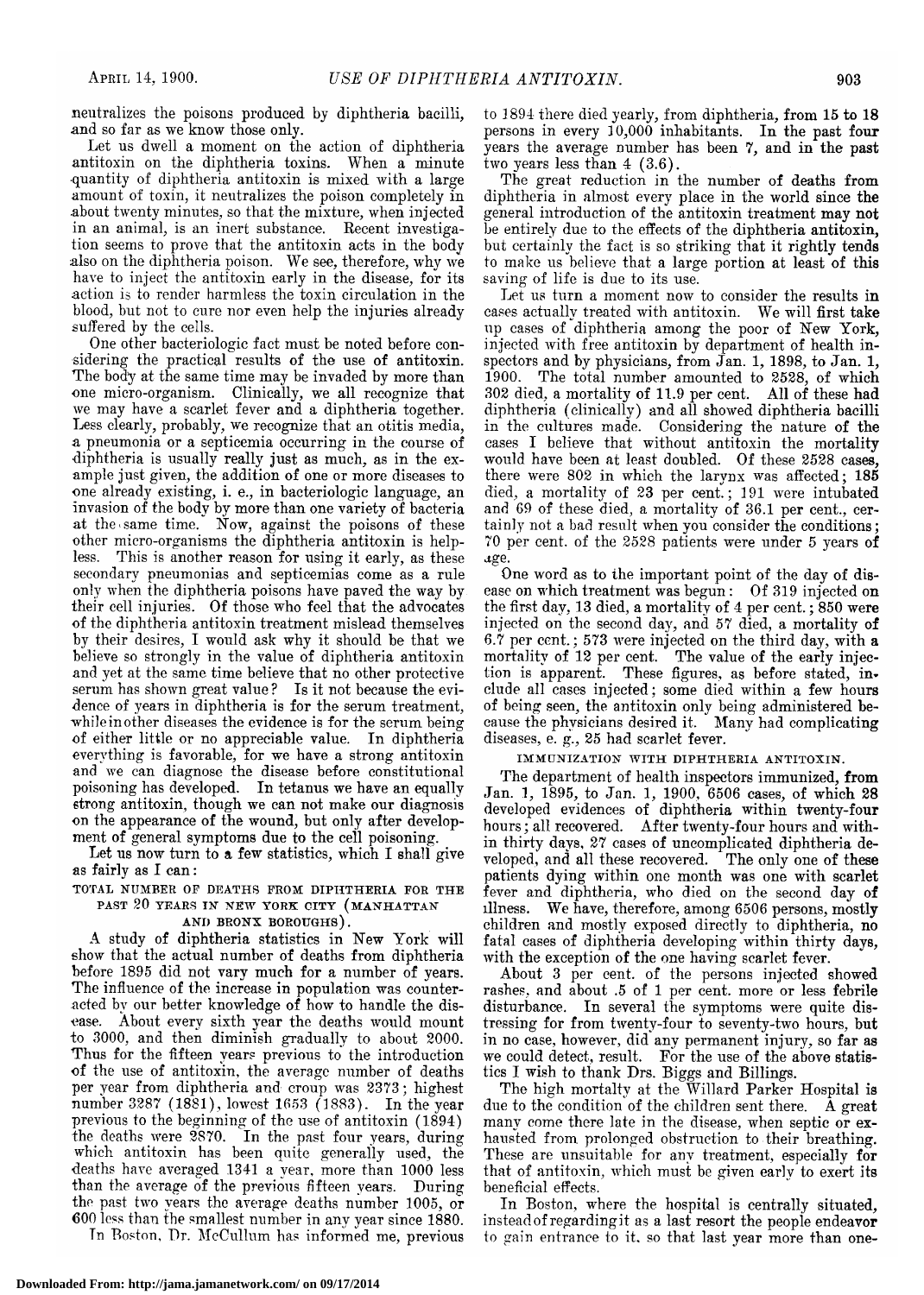neutralizes the poisons produced by diphtheria bacilli, and so far as we know those only.

Let us dwell a moment on the action of diphtheria antitoxin on the diphtheria toxins. When a minute quantity of diphtheria antitoxin is mixed with a large amount of toxin, it neutralizes the poison completely in about twenty minutes, so that the mixture, when injected in an animal, is an inert substance. Recent investigation seems to prove that the antitoxin acts in the body also on the diphtheria poison. We see, therefore, why we have to inject the antitoxin early in the disease, for its action is to render harmless the toxin circulation in the blood, but not to cure nor even help the injuries already suffered by the cells.

One other bacteriologic fact must be noted before considering the practical results of the use of antitoxin. The body at the same time may be invaded by more than one micro-organism. Clinically, we all recognize that we may have a scarlet fever and a diphtheria together. Less clearly, probably, we recognize that an otitis media, a pneumonia or a septicemia occurring in the course of diphtheria is usually really just as much, as in the example just given, the addition of one or more diseases to one already existing, i. e., in bacteriologic language, an invasion of the body by more than one variety of bacteria at the same time. Now, against the poisons of these other micro-organisms the diphtheria antitoxin is helpless. This is another reason for using it early, as these secondary pneumonias and septicemias come as a rule only when the diphtheria poisons have paved the way by their cell injuries. Of those who feel that the advocates of the diphtheria antitoxin treatment mislead themselves by their desires, I would ask why it should be that we believe so strongly in the value of diphtheria antitoxin and yet at the same time believe that no other protective serum has shown great value? Is it not because the evidence of years in diphtheria is for the serum treatment, while in other diseases the evidence is for the serum being of either little or no appreciable value. In diphtheria everything is favorable, for we have a strong antitoxin and we can diagnose the disease before constitutional poisoning has developed. In tetanus we have an equally strong antitoxin, though we can not make our diagnosis on the appearance of the wound, but only after development of general symptoms due to the cell poisoning.

Let us now turn to a few statistics, which I shall give as fairly as I can:

### TOTAL NUMBER OF DEATHS FROM DIPHTHERIA FOR THE PAST 20 YEARS IN NEW YORK CITY (MANHATTAN AND BRONX BOROUGHS).

A study of diphtheria statistics in New York will show that the actual number of deaths from diphtheria before 1895 did not vary much for a number of years. The influence of the increase in population was counteracted by our better knowledge of how to handle the disease. About every sixth year the deaths would mount to 3000, and then diminish gradually to about 2000. Thus for the fifteen years previous to the introduction of the use of antitoxin, the average number of deaths per year from diphtheria and croup was 2373; highest number 3287 (1881), lowest 1653 (1883). In the year previous to the beginning of the use of antitoxin (1894) the deaths were 2870. In the past four years, during which antitoxin has been quite generally used, the deaths have averaged 1341 a year, more than 1000 less than the average of the previous fifteen years. During the past two years the average deaths number 1005, or 600 less than the smallest number in any year since 1880.

In Boston, Dr. McCullum has informed me, previous to 1894 there died yearly, from diphtheria, from 15 to 18 persons in every 10,000 inhabitants. In the past four years the average number has been 7, and in the past two years less than 4 (3.6).

The great reduction in the number of deaths from diphtheria in almost every place in the world since the general introduction of the antitoxin treatment may not be entirely due to the effects of the diphtheria antitoxin, but certainly the fact is so striking that it rightly tends to make us believe that a large portion at least of this saving of life is due to its use.

Let us turn a moment now to consider the results in cases actually treated with antitoxin. We will first take up cases of diphtheria among the poor of New York, injected with free antitoxin by department of health inspectors and by physicians, from Jan. 1, 1898, to Jan. 1, 1900. The total number amounted to 2528, of which 302 died, a mortality of 11.9 per cent. All of these had diphtheria (clinically) and all showed diphtheria bacilli in the cultures made. Considering the nature of the cases I believe that without antitoxin the mortality would have been at least doubled. Of these 2528 cases, there were 802 in which the larynx was affected; 185 died, a mortality of 23 per cent.; 191 were intubated and 69 of these died, a mortality of 36.1 per cent., certainly not a bad result when you consider the conditions; 70 per cent. of the 2528 patients were under 5 years of age.

One word as to the important point of the day of disease on which treatment was begun: Of 319 injected on the first day, 13 died, a mortality of 4 per cent.; 850 were injected on the second day, and 57 died, a mortality of 6.7 per cent.; 573 were injected on the third day, with a mortality of 12 per cent. The value of the early injection is apparent. These figures, as before stated, include all cases injected; some died within a few hours of being seen, the antitoxin only being administered because the physicians desired it. Many had complicating diseases, e. g., 25 had scarlet fever.

### IMMUNIZATION WITH DIPHTHERIA ANTITOXIN.

The department of health inspectors immunized, from Jan. 1, 1895, to Jan. 1, 1900, 6506 cases, of which 28 developed evidences of diphtheria within twenty-four hours; all recovered. After twenty-four hours and within thirty days, 27 cases of uncomplicated diphtheria developed, and all these recovered. The only one of these patients dying within one month was one with scarlet fever and diphtheria, who died on the second day of illness. We have, therefore, among 6506 persons, mostly children and mostly exposed directly to diphtheria, no fatal cases of diphtheria developing within thirty days, with the exception of the one having scarlet fever.

About 3 per cent. of the persons injected showed rashes, and about .5 of 1 per cent. more or less febrile disturbance. In several the symptoms were quite distressing for from twenty-four to seventy-two hours, but in no case, however, did any permanent injury, so far as we could detect, result. For the use of the above statistics I wish to thank Drs. Biggs and Billings.

The high mortalty at the Willard Parker Hospital is due to the condition of the children sent there. A great many come there late in the disease, when septic or exhausted from prolonged obstruction to their breathing. These are unsuitable for any treatment, especially for that of antitoxin, which must be given early to exert its beneficial effects.

In Boston, where the hospital is centrally situated, instead of regarding it as a last resort the people endeavor to gain entrance to it, so that last year more than one-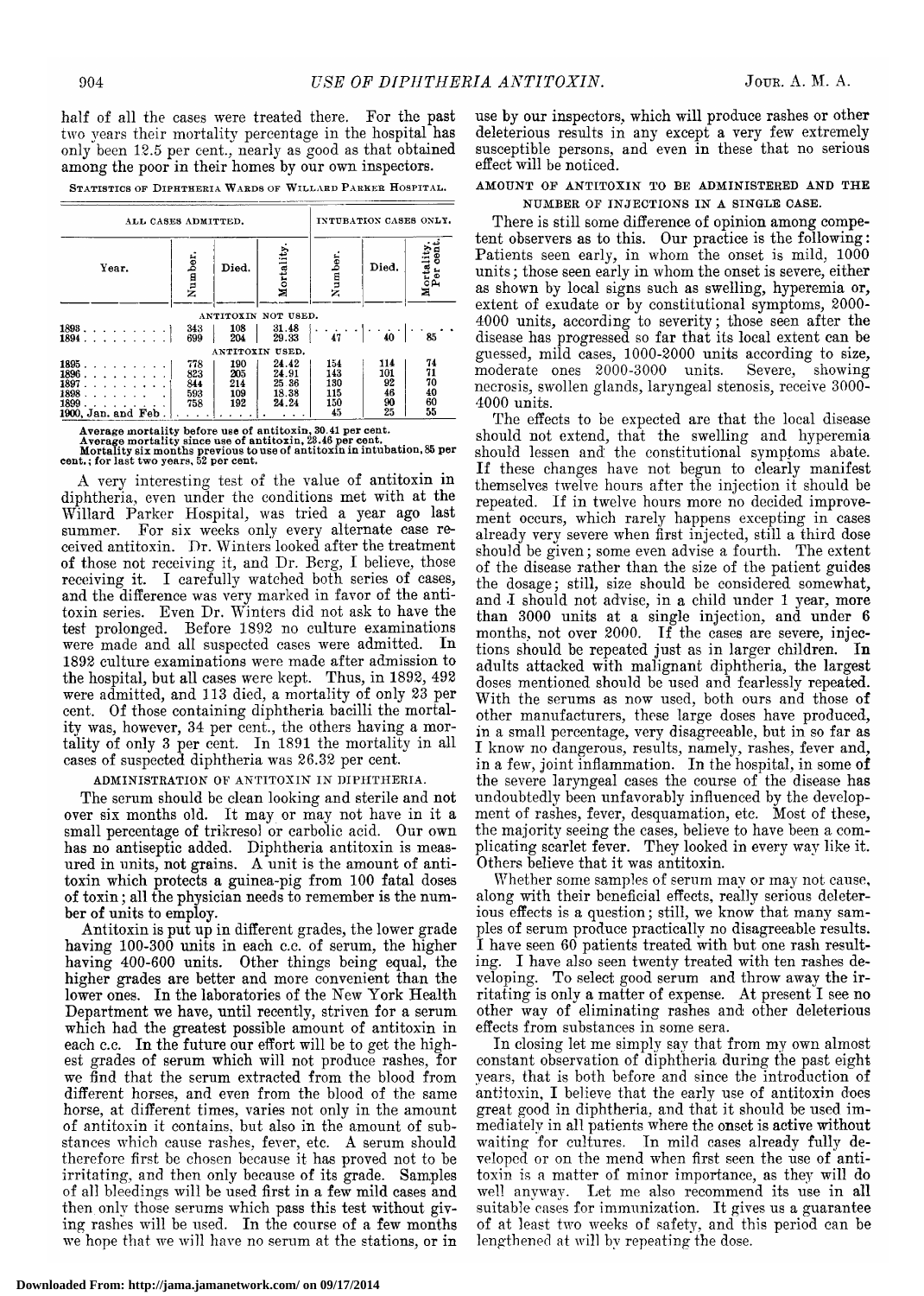half of all the cases were treated there. For the past two years their mortality percentage in the hospital has only been 12.5 per cent., nearly as good as that obtained among the poor in their homes by our own inspectors.

STATISTICS OF DIPHTHERIA WARDS OF WILLARD PARKER HOSPITAL.

| ALL CASES ADMITTED. | | | | INTUBATION CASES ONLY. | | |
|---|---|---|---|---|---|---|
| Year. | Number. | Died. | Mortality. | Number. | Died. | Mortality, Per cent. |
| ANTITOXIN NOT USED. | | | | | | |
| 1893 | 343 | 108 | 31.48 | | | |
| 1894 | 699 | 204 | 29.33 | 47 | 40 | 85 |
| ANTITOXIN USED. | | | | | | |
| 1895 | 778 | 190 | 24.42 | 154 | 114 | 74 |
| 1896 | 823 | 205 | 24.91 | 143 | 101 | 71 |
| 1897 | 844 | 214 | 25 36 | 130 | 92 | 70 |
| 1898 | 593 | 109 | 18.38 | 115 | 46 | 40 |
| 1899 | 758 | 192 | 24.24 | 150 | 90 | 60 |
| 1900, Jan. and Feb. | | | | 45 | 25 | 55 |

Average mortality before use of antitoxin, 30.41 per cent.
Average mortality since use of antitoxin, 23.46 per cent.
Mortality six months previous to use of antitoxin in intubation, 85 per cent.; for last two years, 52 per cent.

A very interesting test of the value of antitoxin in diphtheria, even under the conditions met with at the Willard Parker Hospital, was tried a year ago last summer. For six weeks only every alternate case received antitoxin. Dr. Winters looked after the treatment of those not receiving it, and Dr. Berg, I believe, those receiving it. I carefully watched both series of cases, and the difference was very marked in favor of the antitoxin series. Even Dr. Winters did not ask to have the test prolonged. Before 1892 no culture examinations were made and all suspected cases were admitted. In 1892 culture examinations were made after admission to the hospital, but all cases were kept. Thus, in 1892, 492 were admitted, and 113 died, a mortality of only 23 per cent. Of those containing diphtheria bacilli the mortality was, however, 34 per cent., the others having a mortality of only 3 per cent. In 1891 the mortality in all cases of suspected diphtheria was 26.32 per cent.

## ADMINISTRATION OF ANTITOXIN IN DIPHTHERIA.

The serum should be clean looking and sterile and not over six months old. It may or may not have in it a small percentage of trikresol or carbolic acid. Our own has no antiseptic added. Diphtheria antitoxin is measured in units, not grains. A unit is the amount of antitoxin which protects a guinea-pig from 100 fatal doses of toxin; all the physician needs to remember is the number of units to employ.

Antitoxin is put up in different grades, the lower grade having 100-300 units in each c.c. of serum, the higher having 400-600 units. Other things being equal, the higher grades are better and more convenient than the lower ones. In the laboratories of the New York Health Department we have, until recently, striven for a serum which had the greatest possible amount of antitoxin in each c.c. In the future our effort will be to get the highest grades of serum which will not produce rashes, for we find that the serum extracted from the blood from different horses, and even from the blood of the same horse, at different times, varies not only in the amount of antitoxin it contains, but also in the amount of substances which cause rashes, fever, etc. A serum should therefore first be chosen because it has proved not to be irritating, and then only because of its grade. Samples of all bleedings will be used first in a few mild cases and then only those serums which pass this test without giving rashes will be used. In the course of a few months we hope that we will have no serum at the stations, or in use by our inspectors, which will produce rashes or other deleterious results in any except a very few extremely susceptible persons, and even in these that no serious effect will be noticed.

## AMOUNT OF ANTITOXIN TO BE ADMINISTERED AND THE NUMBER OF INJECTIONS IN A SINGLE CASE.

There is still some difference of opinion among competent observers as to this. Our practice is the following: Patients seen early, in whom the onset is mild, 1000 units; those seen early in whom the onset is severe, either as shown by local signs such as swelling, hyperemia or, extent of exudate or by constitutional symptoms, 2000-4000 units, according to severity; those seen after the disease has progressed so far that its local extent can be guessed, mild cases, 1000-2000 units according to size, moderate ones 2000-3000 units. Severe, showing necrosis, swollen glands, laryngeal stenosis, receive 3000-4000 units.

The effects to be expected are that the local disease should not extend, that the swelling and hyperemia should lessen and the constitutional symptoms abate. If these changes have not begun to clearly manifest themselves twelve hours after the injection it should be repeated. If in twelve hours more no decided improvement occurs, which rarely happens excepting in cases already very severe when first injected, still a third dose should be given; some even advise a fourth. The extent of the disease rather than the size of the patient guides the dosage; still, size should be considered somewhat, and I should not advise, in a child under 1 year, more than 3000 units at a single injection, and under 6 months, not over 2000. If the cases are severe, injections should be repeated just as in larger children. In adults attacked with malignant diphtheria, the largest doses mentioned should be used and fearlessly repeated. With the serums as now used, both ours and those of other manufacturers, these large doses have produced, in a small percentage, very disagreeable, but in so far as I know no dangerous, results, namely, rashes, fever and, in a few, joint inflammation. In the hospital, in some of the severe laryngeal cases the course of the disease has undoubtedly been unfavorably influenced by the development of rashes, fever, desquamation, etc. Most of these, the majority seeing the cases, believe to have been a complicating scarlet fever. They looked in every way like it. Others believe that it was antitoxin.

Whether some samples of serum may or may not cause, along with their beneficial effects, really serious deleterious effects is a question; still, we know that many samples of serum produce practically no disagreeable results. I have seen 60 patients treated with but one rash resulting. I have also seen twenty treated with ten rashes developing. To select good serum and throw away the irritating is only a matter of expense. At present I see no other way of eliminating rashes and other deleterious effects from substances in some sera.

In closing let me simply say that from my own almost constant observation of diphtheria during the past eight years, that is both before and since the introduction of antitoxin, I believe that the early use of antitoxin does great good in diphtheria, and that it should be used immediately in all patients where the onset is active without waiting for cultures. In mild cases already fully developed or on the mend when first seen the use of antitoxin is a matter of minor importance, as they will do well anyway. Let me also recommend its use in all suitable cases for immunization. It gives us a guarantee of at least two weeks of safety, and this period can be lengthened at will by repeating the dose.